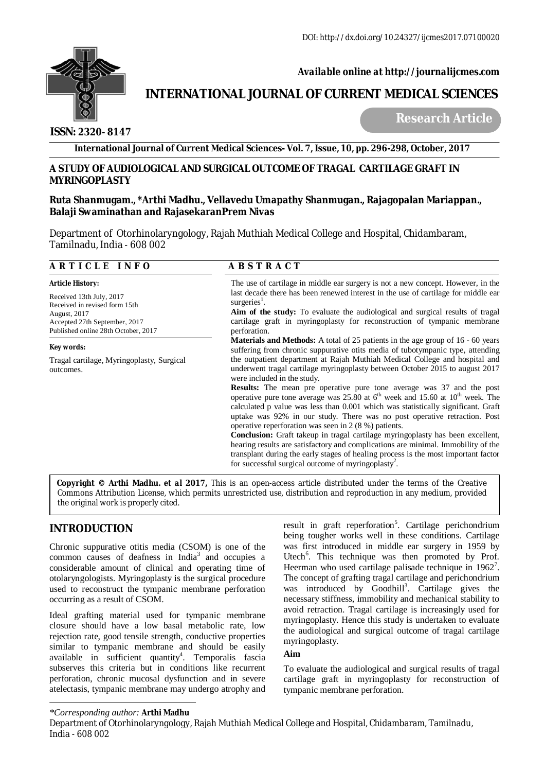DOI: http://dx.doi.org/10.24327/ijcmes2017.07100020

*Available online at http://journalijcmes.com*

**INTERNATIONAL JOURNAL OF CURRENT MEDICAL SCIENCES**

**ISSN: 2320- 8147**

**Research Article**

# A STUDY OF AUDIOLOGICAL AND SURGICAL OUTCOME OF TRAGAL CARTILAGE GRAFT IN MYRINGOPLASTY

**Ruta Shanmugam., *Arthi Madhu., Vellavedu Umapathy Shanmugan., Rajagopalan Mariappan., Balaji Swaminathan and RajasekaranPrem Nivas**

Department of Otorhinolaryngology, Rajah Muthiah Medical College and Hospital, Chidambaram, Tamilnadu, India - 608 002

## ARTICLE INFO

**Article History:**

Received 13th July, 2017
Received in revised form 15th August, 2017
Accepted 27th September, 2017
Published online 28th October, 2017

**Key words:**

Tragal cartilage, Myringoplasty, Surgical outcomes.

## ABSTRACT

The use of cartilage in middle ear surgery is not a new concept. However, in the last decade there has been renewed interest in the use of cartilage for middle ear surgeries[1].

**Aim of the study:** To evaluate the audiological and surgical results of tragal cartilage graft in myringoplasty for reconstruction of tympanic membrane perforation.

**Materials and Methods:** A total of 25 patients in the age group of 16 - 60 years suffering from chronic suppurative otits media of tubotympanic type, attending the outpatient department at Rajah Muthiah Medical College and hospital and underwent tragal cartilage myringoplasty between October 2015 to august 2017 were included in the study.

**Results:** The mean pre operative pure tone average was 37 and the post operative pure tone average was 25.80 at 6th week and 15.60 at 10th week. The calculated p value was less than 0.001 which was statistically significant. Graft uptake was 92% in our study. There was no post operative retraction. Post operative reperforation was seen in 2 (8 %) patients.

**Conclusion:** Graft takeup in tragal cartilage myringoplasty has been excellent, hearing results are satisfactory and complications are minimal. Immobility of the transplant during the early stages of healing process is the most important factor for successful surgical outcome of myringoplasty[2].

**Copyright © Arthi Madhu. et al 2017,** This is an open-access article distributed under the terms of the Creative Commons Attribution License, which permits unrestricted use, distribution and reproduction in any medium, provided the original work is properly cited.

## INTRODUCTION

Chronic suppurative otitis media (CSOM) is one of the common causes of deafness in India[3] and occupies a considerable amount of clinical and operating time of otolaryngologists. Myringoplasty is the surgical procedure used to reconstruct the tympanic membrane perforation occurring as a result of CSOM.

Ideal grafting material used for tympanic membrane closure should have a low basal metabolic rate, low rejection rate, good tensile strength, conductive properties similar to tympanic membrane and should be easily available in sufficient quantity[4]. Temporalis fascia subserves this criteria but in conditions like recurrent perforation, chronic mucosal dysfunction and in severe atelectasis, tympanic membrane may undergo atrophy and result in graft reperforation[5]. Cartilage perichondrium being tougher works well in these conditions. Cartilage was first introduced in middle ear surgery in 1959 by Utech[6]. This technique was then promoted by Prof. Heerman who used cartilage palisade technique in 1962[7]. The concept of grafting tragal cartilage and perichondrium was introduced by Goodhill[3]. Cartilage gives the necessary stiffness, immobility and mechanical stability to avoid retraction. Tragal cartilage is increasingly used for myringoplasty. Hence this study is undertaken to evaluate the audiological and surgical outcome of tragal cartilage myringoplasty.

### Aim

To evaluate the audiological and surgical results of tragal cartilage graft in myringoplasty for reconstruction of tympanic membrane perforation.

*\*Corresponding author:* **Arthi Madhu**
Department of Otorhinolaryngology, Rajah Muthiah Medical College and Hospital, Chidambaram, Tamilnadu, India - 608 002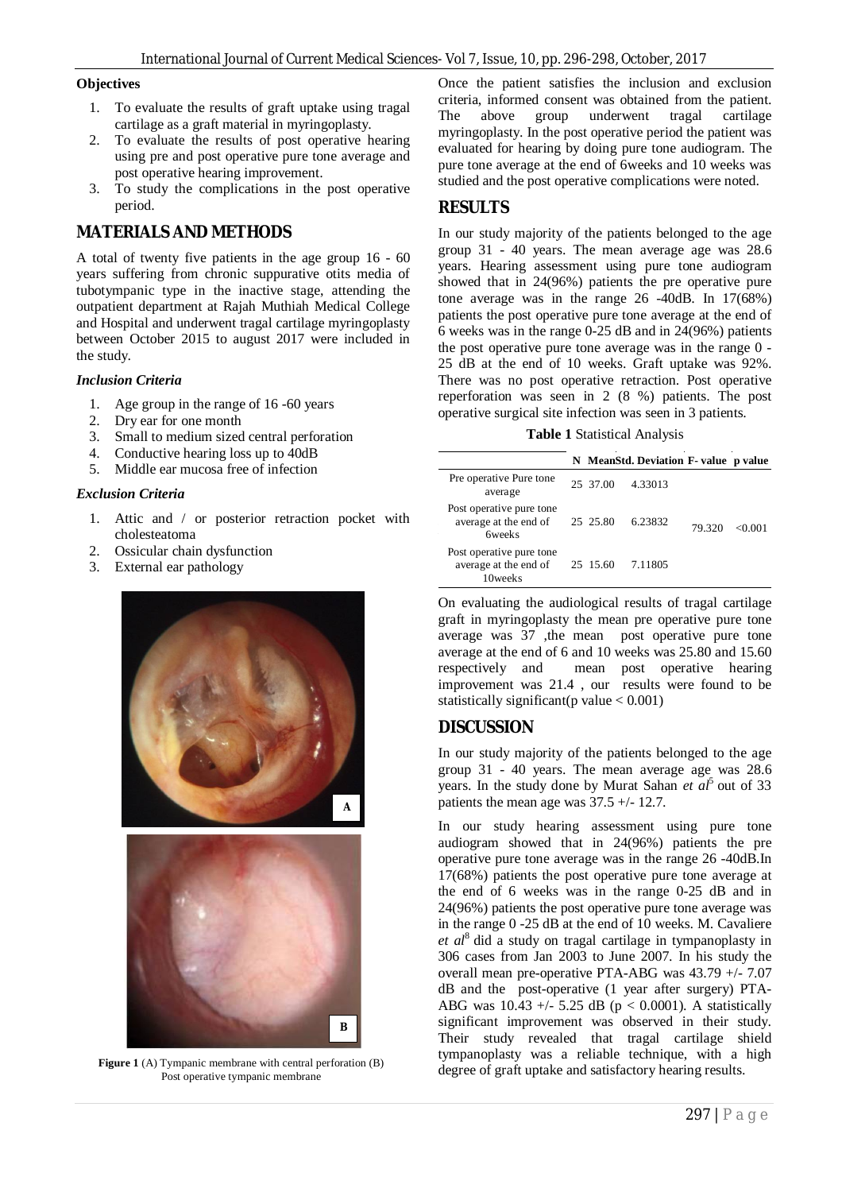### Objectives

1. To evaluate the results of graft uptake using tragal cartilage as a graft material in myringoplasty.
2. To evaluate the results of post operative hearing using pre and post operative pure tone average and post operative hearing improvement.
3. To study the complications in the post operative period.

## MATERIALS AND METHODS

A total of twenty five patients in the age group 16 - 60 years suffering from chronic suppurative otits media of tubotympanic type in the inactive stage, attending the outpatient department at Rajah Muthiah Medical College and Hospital and underwent tragal cartilage myringoplasty between October 2015 to august 2017 were included in the study.

### *Inclusion Criteria*

1. Age group in the range of 16 -60 years
2. Dry ear for one month
3. Small to medium sized central perforation
4. Conductive hearing loss up to 40dB
5. Middle ear mucosa free of infection

### *Exclusion Criteria*

1. Attic and / or posterior retraction pocket with cholesteatoma
2. Ossicular chain dysfunction
3. External ear pathology

**Figure 1** (A) Tympanic membrane with central perforation (B) Post operative tympanic membrane

Once the patient satisfies the inclusion and exclusion criteria, informed consent was obtained from the patient. The above group underwent tragal cartilage myringoplasty. In the post operative period the patient was evaluated for hearing by doing pure tone audiogram. The pure tone average at the end of 6weeks and 10 weeks was studied and the post operative complications were noted.

## RESULTS

In our study majority of the patients belonged to the age group 31 - 40 years. The mean average age was 28.6 years. Hearing assessment using pure tone audiogram showed that in 24(96%) patients the pre operative pure tone average was in the range 26 -40dB. In 17(68%) patients the post operative pure tone average at the end of 6 weeks was in the range 0-25 dB and in 24(96%) patients the post operative pure tone average was in the range 0 - 25 dB at the end of 10 weeks. Graft uptake was 92%. There was no post operative retraction. Post operative reperforation was seen in 2 (8 %) patients. The post operative surgical site infection was seen in 3 patients.

**Table 1** Statistical Analysis

| | N | Mean | Std. Deviation | F- value | p value |
|---|---|---|---|---|---|
| Pre operative Pure tone average | 25 | 37.00 | 4.33013 | | |
| Post operative pure tone average at the end of 6weeks | 25 | 25.80 | 6.23832 | 79.320 | <0.001 |
| Post operative pure tone average at the end of 10weeks | 25 | 15.60 | 7.11805 | | |

On evaluating the audiological results of tragal cartilage graft in myringoplasty the mean pre operative pure tone average was 37 ,the mean post operative pure tone average at the end of 6 and 10 weeks was 25.80 and 15.60 respectively and mean post operative hearing improvement was 21.4 , our results were found to be statistically significant(p value < 0.001)

## DISCUSSION

In our study majority of the patients belonged to the age group 31 - 40 years. The mean average age was 28.6 years. In the study done by Murat Sahan *et al*[5] out of 33 patients the mean age was 37.5 +/- 12.7.

In our study hearing assessment using pure tone audiogram showed that in 24(96%) patients the pre operative pure tone average was in the range 26 -40dB.In 17(68%) patients the post operative pure tone average at the end of 6 weeks was in the range 0-25 dB and in 24(96%) patients the post operative pure tone average was in the range 0 -25 dB at the end of 10 weeks. M. Cavaliere *et al*[8] did a study on tragal cartilage in tympanoplasty in 306 cases from Jan 2003 to June 2007. In his study the overall mean pre-operative PTA-ABG was 43.79 +/- 7.07 dB and the post-operative (1 year after surgery) PTA-ABG was 10.43 +/- 5.25 dB ($p < 0.0001$). A statistically significant improvement was observed in their study. Their study revealed that tragal cartilage shield tympanoplasty was a reliable technique, with a high degree of graft uptake and satisfactory hearing results.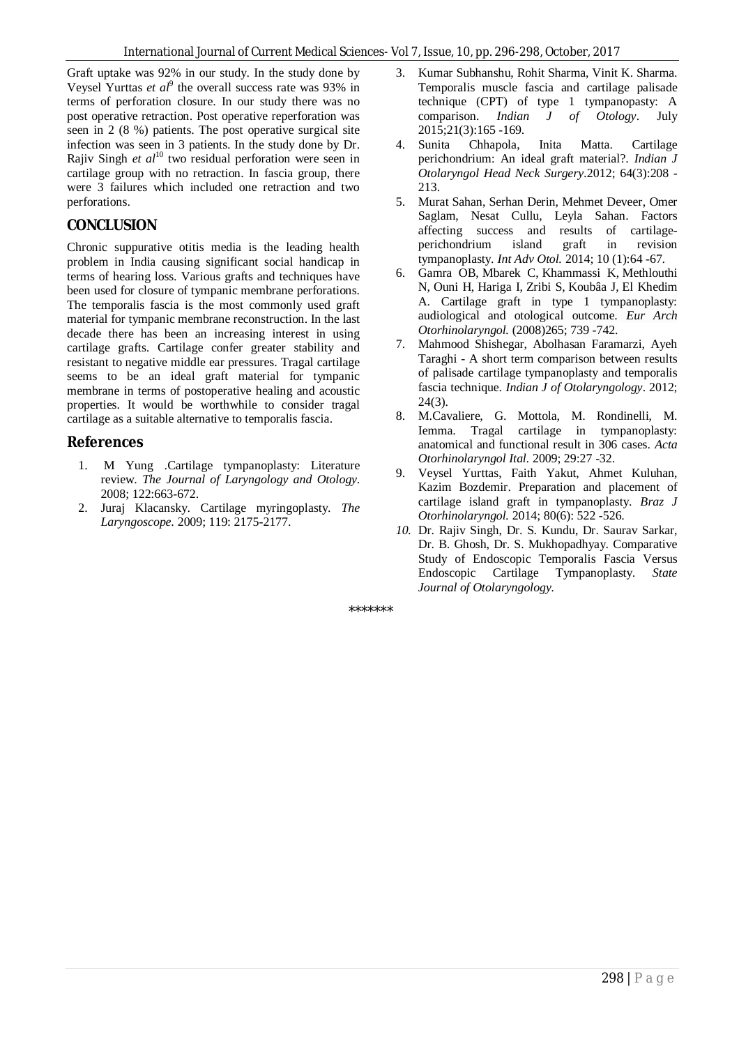Graft uptake was 92% in our study. In the study done by Veysel Yurttas *et al*[9] the overall success rate was 93% in terms of perforation closure. In our study there was no post operative retraction. Post operative reperforation was seen in 2 (8 %) patients. The post operative surgical site infection was seen in 3 patients. In the study done by Dr. Rajiv Singh *et al*[10] two residual perforation were seen in cartilage group with no retraction. In fascia group, there were 3 failures which included one retraction and two perforations.

## CONCLUSION

Chronic suppurative otitis media is the leading health problem in India causing significant social handicap in terms of hearing loss. Various grafts and techniques have been used for closure of tympanic membrane perforations. The temporalis fascia is the most commonly used graft material for tympanic membrane reconstruction. In the last decade there has been an increasing interest in using cartilage grafts. Cartilage confer greater stability and resistant to negative middle ear pressures. Tragal cartilage seems to be an ideal graft material for tympanic membrane in terms of postoperative healing and acoustic properties. It would be worthwhile to consider tragal cartilage as a suitable alternative to temporalis fascia.

## References

1. M Yung .Cartilage tympanoplasty: Literature review. *The Journal of Laryngology and Otology*. 2008; 122:663-672.
2. Juraj Klacansky. Cartilage myringoplasty. *The Laryngoscope*. 2009; 119: 2175-2177.
3. Kumar Subhanshu, Rohit Sharma, Vinit K. Sharma. Temporalis muscle fascia and cartilage palisade technique (CPT) of type 1 tympanopasty: A comparison. *Indian J of Otology*. July 2015;21(3):165 -169.
4. Sunita Chhapola, Inita Matta. Cartilage perichondrium: An ideal graft material?. *Indian J Otolaryngol Head Neck Surgery*.2012; 64(3):208 -213.
5. Murat Sahan, Serhan Derin, Mehmet Deveer, Omer Saglam, Nesat Cullu, Leyla Sahan. Factors affecting success and results of cartilage-perichondrium island graft in revision tympanoplasty. *Int Adv Otol.* 2014; 10 (1):64 -67.
6. Gamra OB, Mbarek C, Khammassi K, Methlouthi N, Ouni H, Hariga I, Zribi S, Koubâa J, El Khedim A. Cartilage graft in type 1 tympanoplasty: audiological and otological outcome. *Eur Arch Otorhinolaryngol.* (2008)265; 739 -742.
7. Mahmood Shishegar, Abolhasan Faramarzi, Ayeh Taraghi - A short term comparison between results of palisade cartilage tympanoplasty and temporalis fascia technique. *Indian J of Otolaryngology*. 2012; 24(3).
8. M.Cavaliere, G. Mottola, M. Rondinelli, M. Iemma. Tragal cartilage in tympanoplasty: anatomical and functional result in 306 cases. *Acta Otorhinolaryngol Ital*. 2009; 29:27 -32.
9. Veysel Yurttas, Faith Yakut, Ahmet Kuluhan, Kazim Bozdemir. Preparation and placement of cartilage island graft in tympanoplasty. *Braz J Otorhinolaryngol.* 2014; 80(6): 522 -526.
10. Dr. Rajiv Singh, Dr. S. Kundu, Dr. Saurav Sarkar, Dr. B. Ghosh, Dr. S. Mukhopadhyay. Comparative Study of Endoscopic Temporalis Fascia Versus Endoscopic Cartilage Tympanoplasty. *State Journal of Otolaryngology.*

*******